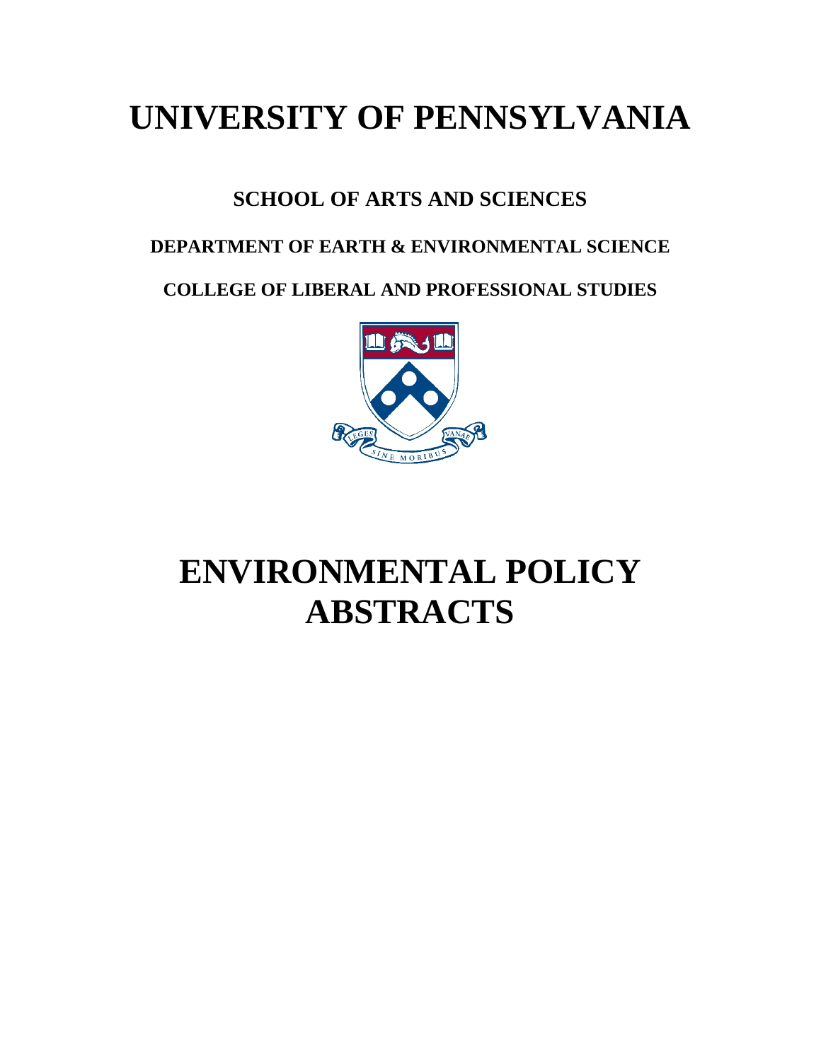# UNIVERSITY OF PENNSYLVANIA

## SCHOOL OF ARTS AND SCIENCES

### DEPARTMENT OF EARTH & ENVIRONMENTAL SCIENCE

### COLLEGE OF LIBERAL AND PROFESSIONAL STUDIES

# ENVIRONMENTAL POLICY ABSTRACTS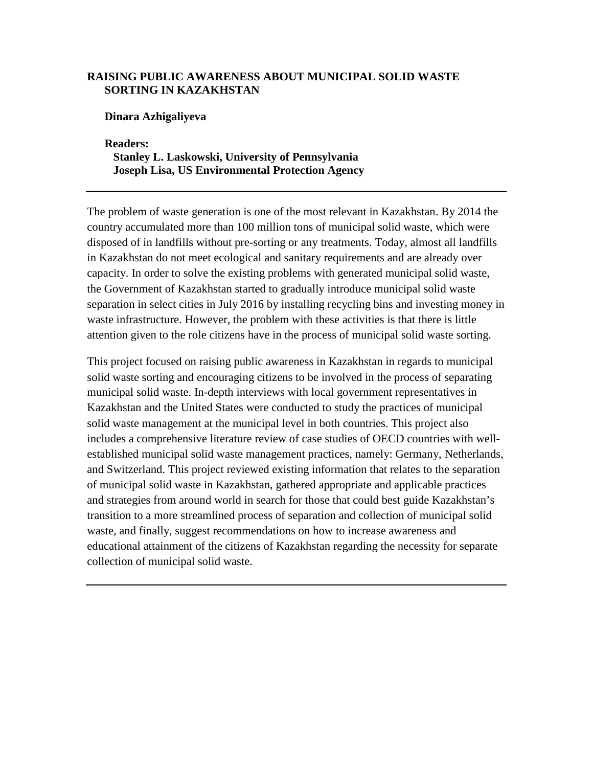# RAISING PUBLIC AWARENESS ABOUT MUNICIPAL SOLID WASTE SORTING IN KAZAKHSTAN

**Dinara Azhigaliyeva**

**Readers:**
**Stanley L. Laskowski, University of Pennsylvania**
**Joseph Lisa, US Environmental Protection Agency**

---

The problem of waste generation is one of the most relevant in Kazakhstan. By 2014 the country accumulated more than 100 million tons of municipal solid waste, which were disposed of in landfills without pre-sorting or any treatments. Today, almost all landfills in Kazakhstan do not meet ecological and sanitary requirements and are already over capacity. In order to solve the existing problems with generated municipal solid waste, the Government of Kazakhstan started to gradually introduce municipal solid waste separation in select cities in July 2016 by installing recycling bins and investing money in waste infrastructure. However, the problem with these activities is that there is little attention given to the role citizens have in the process of municipal solid waste sorting.

This project focused on raising public awareness in Kazakhstan in regards to municipal solid waste sorting and encouraging citizens to be involved in the process of separating municipal solid waste. In-depth interviews with local government representatives in Kazakhstan and the United States were conducted to study the practices of municipal solid waste management at the municipal level in both countries. This project also includes a comprehensive literature review of case studies of OECD countries with well-established municipal solid waste management practices, namely: Germany, Netherlands, and Switzerland. This project reviewed existing information that relates to the separation of municipal solid waste in Kazakhstan, gathered appropriate and applicable practices and strategies from around world in search for those that could best guide Kazakhstan's transition to a more streamlined process of separation and collection of municipal solid waste, and finally, suggest recommendations on how to increase awareness and educational attainment of the citizens of Kazakhstan regarding the necessity for separate collection of municipal solid waste.

---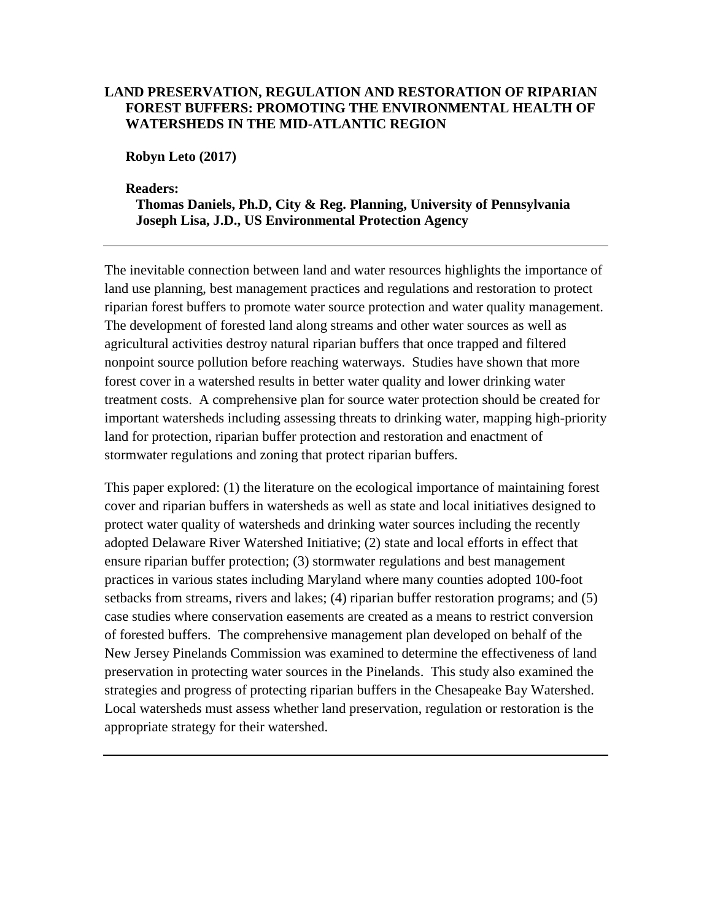**LAND PRESERVATION, REGULATION AND RESTORATION OF RIPARIAN FOREST BUFFERS: PROMOTING THE ENVIRONMENTAL HEALTH OF WATERSHEDS IN THE MID-ATLANTIC REGION**

**Robyn Leto (2017)**

**Readers:**

**Thomas Daniels, Ph.D, City & Reg. Planning, University of Pennsylvania**
**Joseph Lisa, J.D., US Environmental Protection Agency**

---

The inevitable connection between land and water resources highlights the importance of land use planning, best management practices and regulations and restoration to protect riparian forest buffers to promote water source protection and water quality management. The development of forested land along streams and other water sources as well as agricultural activities destroy natural riparian buffers that once trapped and filtered nonpoint source pollution before reaching waterways. Studies have shown that more forest cover in a watershed results in better water quality and lower drinking water treatment costs. A comprehensive plan for source water protection should be created for important watersheds including assessing threats to drinking water, mapping high-priority land for protection, riparian buffer protection and restoration and enactment of stormwater regulations and zoning that protect riparian buffers.

This paper explored: (1) the literature on the ecological importance of maintaining forest cover and riparian buffers in watersheds as well as state and local initiatives designed to protect water quality of watersheds and drinking water sources including the recently adopted Delaware River Watershed Initiative; (2) state and local efforts in effect that ensure riparian buffer protection; (3) stormwater regulations and best management practices in various states including Maryland where many counties adopted 100-foot setbacks from streams, rivers and lakes; (4) riparian buffer restoration programs; and (5) case studies where conservation easements are created as a means to restrict conversion of forested buffers. The comprehensive management plan developed on behalf of the New Jersey Pinelands Commission was examined to determine the effectiveness of land preservation in protecting water sources in the Pinelands. This study also examined the strategies and progress of protecting riparian buffers in the Chesapeake Bay Watershed. Local watersheds must assess whether land preservation, regulation or restoration is the appropriate strategy for their watershed.

---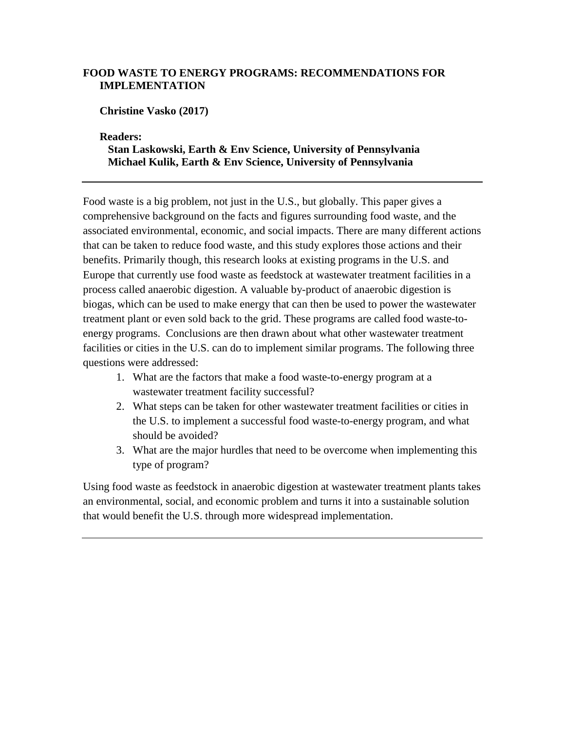# FOOD WASTE TO ENERGY PROGRAMS: RECOMMENDATIONS FOR IMPLEMENTATION

**Christine Vasko (2017)**

**Readers:**
**Stan Laskowski, Earth & Env Science, University of Pennsylvania**
**Michael Kulik, Earth & Env Science, University of Pennsylvania**

---

Food waste is a big problem, not just in the U.S., but globally. This paper gives a comprehensive background on the facts and figures surrounding food waste, and the associated environmental, economic, and social impacts. There are many different actions that can be taken to reduce food waste, and this study explores those actions and their benefits. Primarily though, this research looks at existing programs in the U.S. and Europe that currently use food waste as feedstock at wastewater treatment facilities in a process called anaerobic digestion. A valuable by-product of anaerobic digestion is biogas, which can be used to make energy that can then be used to power the wastewater treatment plant or even sold back to the grid. These programs are called food waste-to-energy programs. Conclusions are then drawn about what other wastewater treatment facilities or cities in the U.S. can do to implement similar programs. The following three questions were addressed:

1. What are the factors that make a food waste-to-energy program at a wastewater treatment facility successful?
2. What steps can be taken for other wastewater treatment facilities or cities in the U.S. to implement a successful food waste-to-energy program, and what should be avoided?
3. What are the major hurdles that need to be overcome when implementing this type of program?

Using food waste as feedstock in anaerobic digestion at wastewater treatment plants takes an environmental, social, and economic problem and turns it into a sustainable solution that would benefit the U.S. through more widespread implementation.

---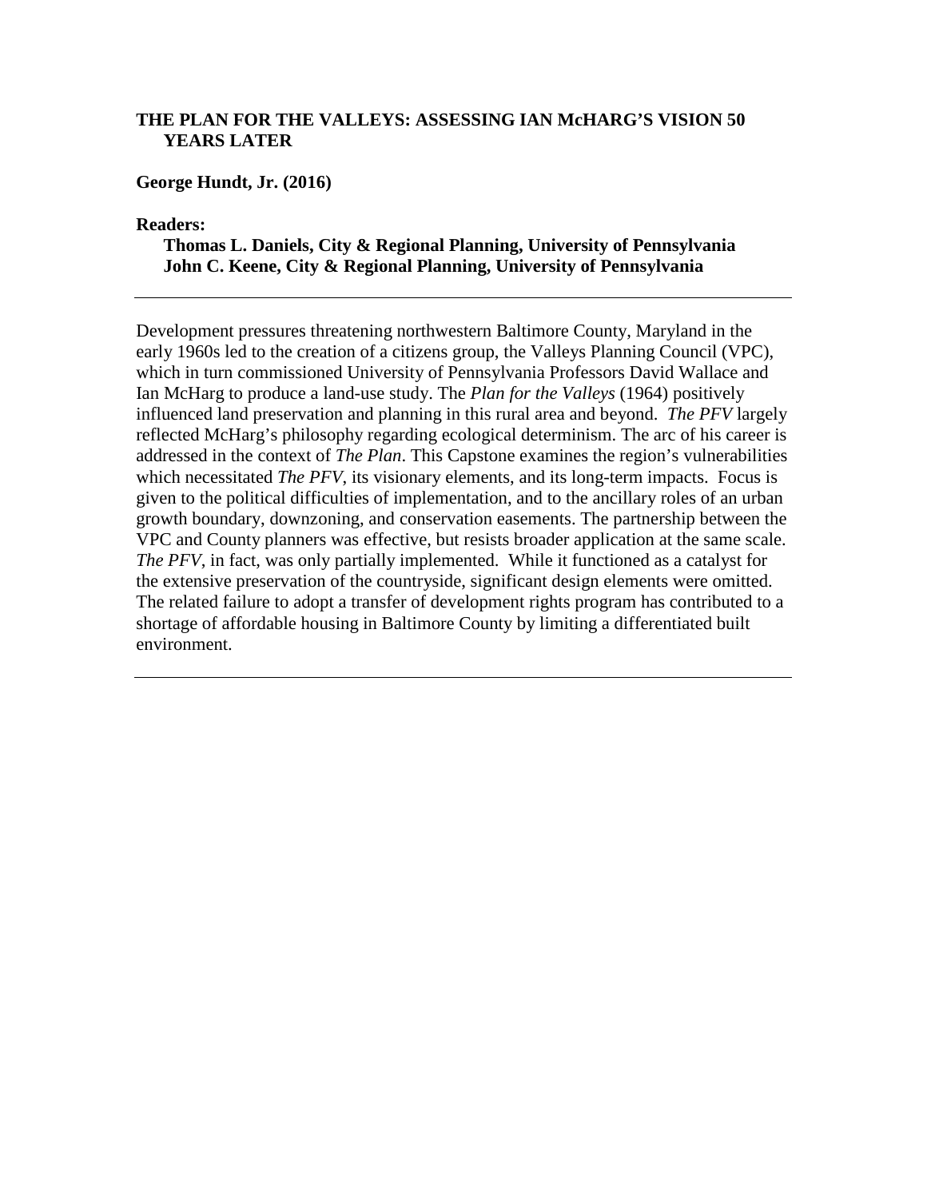**THE PLAN FOR THE VALLEYS: ASSESSING IAN McHARG'S VISION 50 YEARS LATER**

**George Hundt, Jr. (2016)**

**Readers:**
**Thomas L. Daniels, City & Regional Planning, University of Pennsylvania**
**John C. Keene, City & Regional Planning, University of Pennsylvania**

---

Development pressures threatening northwestern Baltimore County, Maryland in the early 1960s led to the creation of a citizens group, the Valleys Planning Council (VPC), which in turn commissioned University of Pennsylvania Professors David Wallace and Ian McHarg to produce a land-use study. The *Plan for the Valleys* (1964) positively influenced land preservation and planning in this rural area and beyond. *The PFV* largely reflected McHarg's philosophy regarding ecological determinism. The arc of his career is addressed in the context of *The Plan*. This Capstone examines the region's vulnerabilities which necessitated *The PFV*, its visionary elements, and its long-term impacts. Focus is given to the political difficulties of implementation, and to the ancillary roles of an urban growth boundary, downzoning, and conservation easements. The partnership between the VPC and County planners was effective, but resists broader application at the same scale. *The PFV*, in fact, was only partially implemented. While it functioned as a catalyst for the extensive preservation of the countryside, significant design elements were omitted. The related failure to adopt a transfer of development rights program has contributed to a shortage of affordable housing in Baltimore County by limiting a differentiated built environment.

---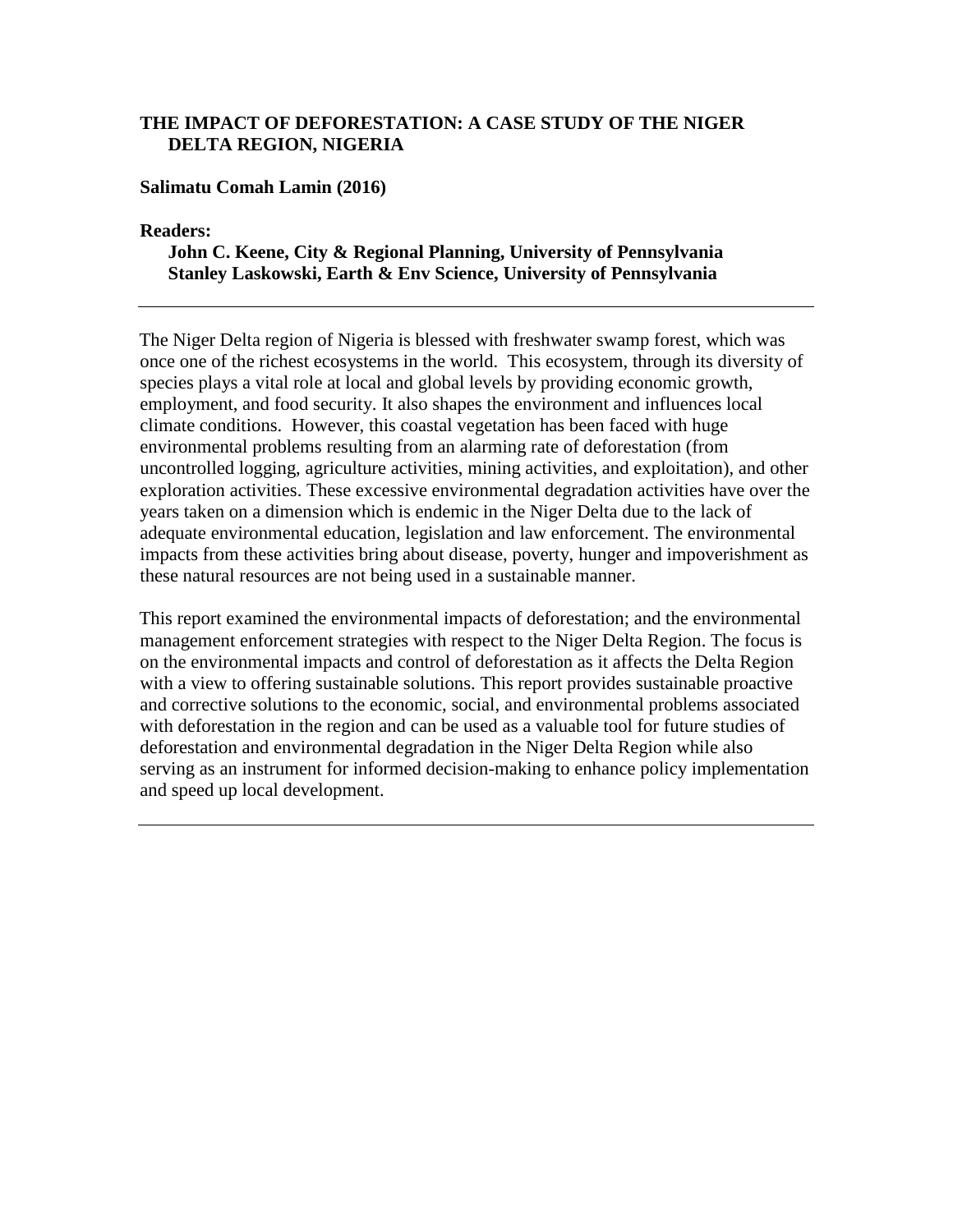**THE IMPACT OF DEFORESTATION: A CASE STUDY OF THE NIGER DELTA REGION, NIGERIA**

**Salimatu Comah Lamin (2016)**

**Readers:**

**John C. Keene, City & Regional Planning, University of Pennsylvania**
**Stanley Laskowski, Earth & Env Science, University of Pennsylvania**

---

The Niger Delta region of Nigeria is blessed with freshwater swamp forest, which was once one of the richest ecosystems in the world. This ecosystem, through its diversity of species plays a vital role at local and global levels by providing economic growth, employment, and food security. It also shapes the environment and influences local climate conditions. However, this coastal vegetation has been faced with huge environmental problems resulting from an alarming rate of deforestation (from uncontrolled logging, agriculture activities, mining activities, and exploitation), and other exploration activities. These excessive environmental degradation activities have over the years taken on a dimension which is endemic in the Niger Delta due to the lack of adequate environmental education, legislation and law enforcement. The environmental impacts from these activities bring about disease, poverty, hunger and impoverishment as these natural resources are not being used in a sustainable manner.

This report examined the environmental impacts of deforestation; and the environmental management enforcement strategies with respect to the Niger Delta Region. The focus is on the environmental impacts and control of deforestation as it affects the Delta Region with a view to offering sustainable solutions. This report provides sustainable proactive and corrective solutions to the economic, social, and environmental problems associated with deforestation in the region and can be used as a valuable tool for future studies of deforestation and environmental degradation in the Niger Delta Region while also serving as an instrument for informed decision-making to enhance policy implementation and speed up local development.

---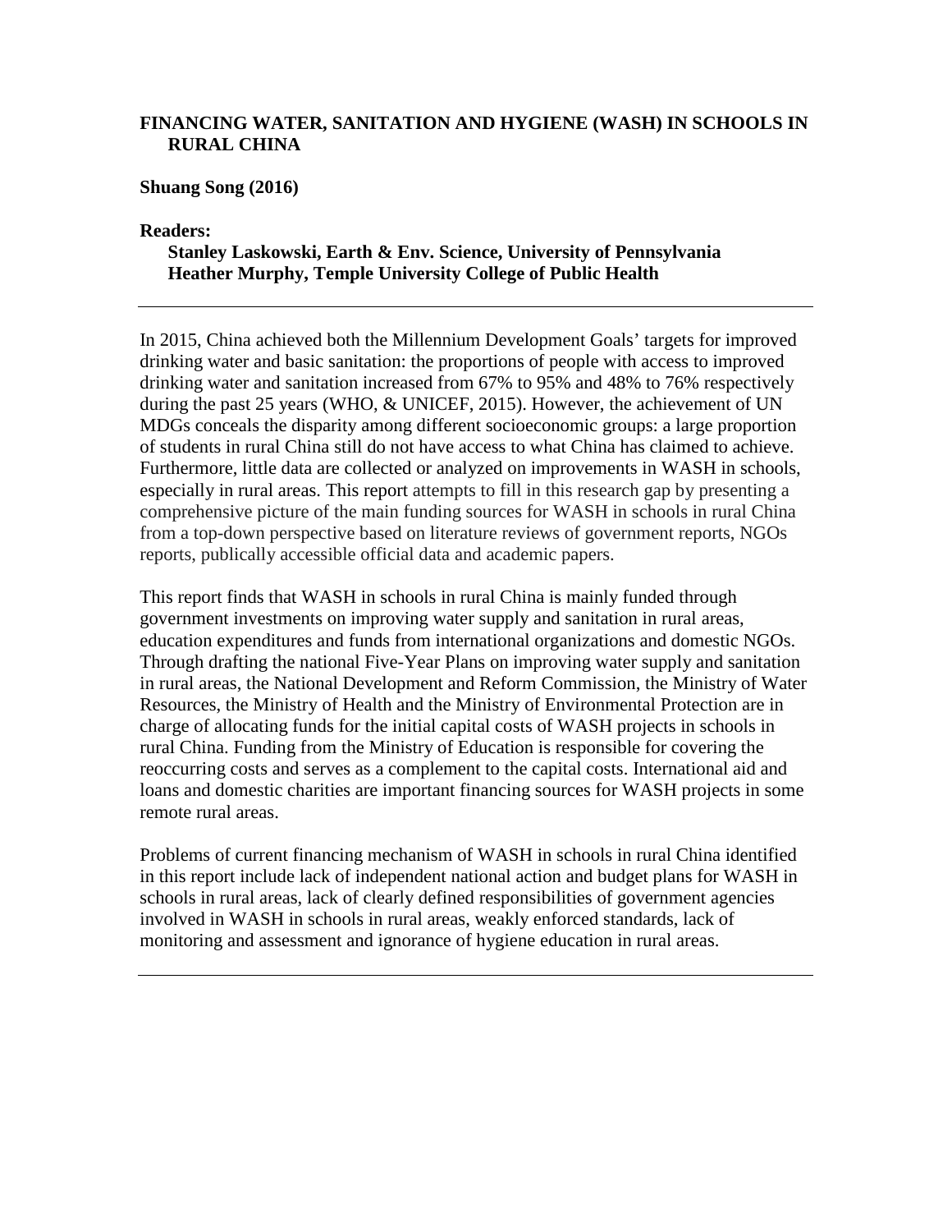**FINANCING WATER, SANITATION AND HYGIENE (WASH) IN SCHOOLS IN RURAL CHINA**

**Shuang Song (2016)**

**Readers:**

**Stanley Laskowski, Earth & Env. Science, University of Pennsylvania**
**Heather Murphy, Temple University College of Public Health**

---

In 2015, China achieved both the Millennium Development Goals' targets for improved drinking water and basic sanitation: the proportions of people with access to improved drinking water and sanitation increased from 67% to 95% and 48% to 76% respectively during the past 25 years (WHO, & UNICEF, 2015). However, the achievement of UN MDGs conceals the disparity among different socioeconomic groups: a large proportion of students in rural China still do not have access to what China has claimed to achieve. Furthermore, little data are collected or analyzed on improvements in WASH in schools, especially in rural areas. This report attempts to fill in this research gap by presenting a comprehensive picture of the main funding sources for WASH in schools in rural China from a top-down perspective based on literature reviews of government reports, NGOs reports, publically accessible official data and academic papers.

This report finds that WASH in schools in rural China is mainly funded through government investments on improving water supply and sanitation in rural areas, education expenditures and funds from international organizations and domestic NGOs. Through drafting the national Five-Year Plans on improving water supply and sanitation in rural areas, the National Development and Reform Commission, the Ministry of Water Resources, the Ministry of Health and the Ministry of Environmental Protection are in charge of allocating funds for the initial capital costs of WASH projects in schools in rural China. Funding from the Ministry of Education is responsible for covering the reoccurring costs and serves as a complement to the capital costs. International aid and loans and domestic charities are important financing sources for WASH projects in some remote rural areas.

Problems of current financing mechanism of WASH in schools in rural China identified in this report include lack of independent national action and budget plans for WASH in schools in rural areas, lack of clearly defined responsibilities of government agencies involved in WASH in schools in rural areas, weakly enforced standards, lack of monitoring and assessment and ignorance of hygiene education in rural areas.

---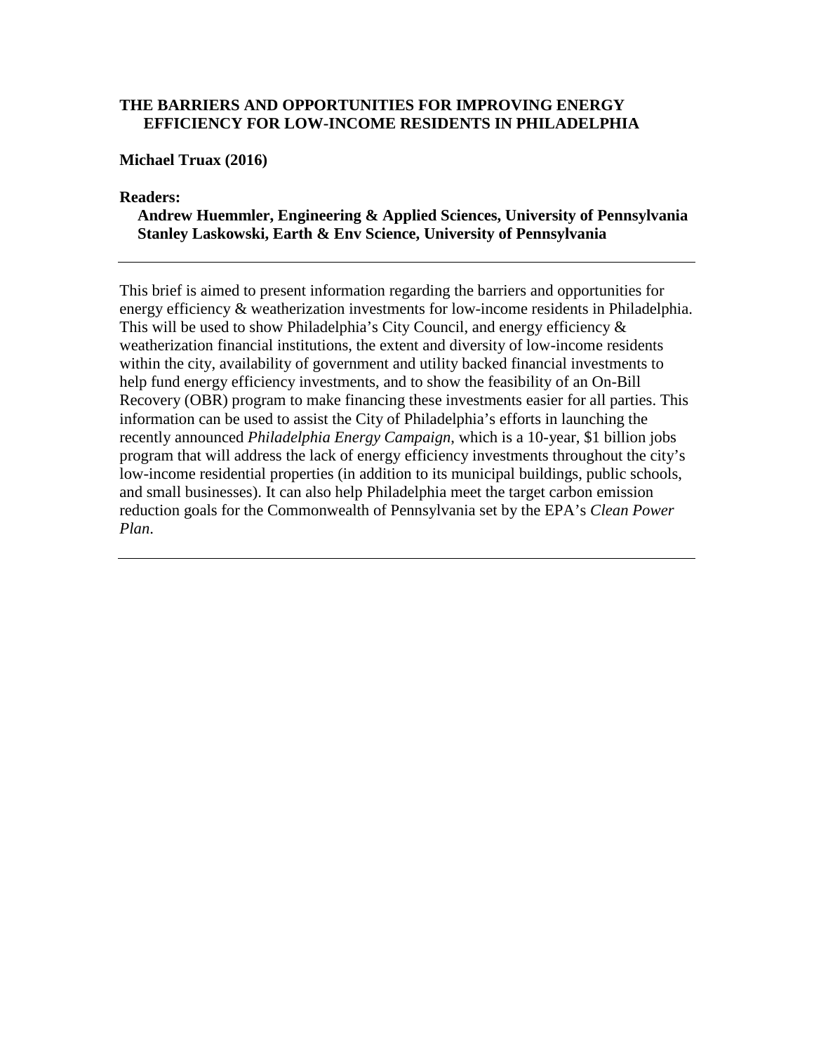## THE BARRIERS AND OPPORTUNITIES FOR IMPROVING ENERGY EFFICIENCY FOR LOW-INCOME RESIDENTS IN PHILADELPHIA

**Michael Truax (2016)**

**Readers:**

**Andrew Huemmler, Engineering & Applied Sciences, University of Pennsylvania**
**Stanley Laskowski, Earth & Env Science, University of Pennsylvania**

---

This brief is aimed to present information regarding the barriers and opportunities for energy efficiency & weatherization investments for low-income residents in Philadelphia. This will be used to show Philadelphia's City Council, and energy efficiency & weatherization financial institutions, the extent and diversity of low-income residents within the city, availability of government and utility backed financial investments to help fund energy efficiency investments, and to show the feasibility of an On-Bill Recovery (OBR) program to make financing these investments easier for all parties. This information can be used to assist the City of Philadelphia's efforts in launching the recently announced *Philadelphia Energy Campaign*, which is a 10-year, $1 billion jobs program that will address the lack of energy efficiency investments throughout the city's low-income residential properties (in addition to its municipal buildings, public schools, and small businesses). It can also help Philadelphia meet the target carbon emission reduction goals for the Commonwealth of Pennsylvania set by the EPA's *Clean Power Plan*.

---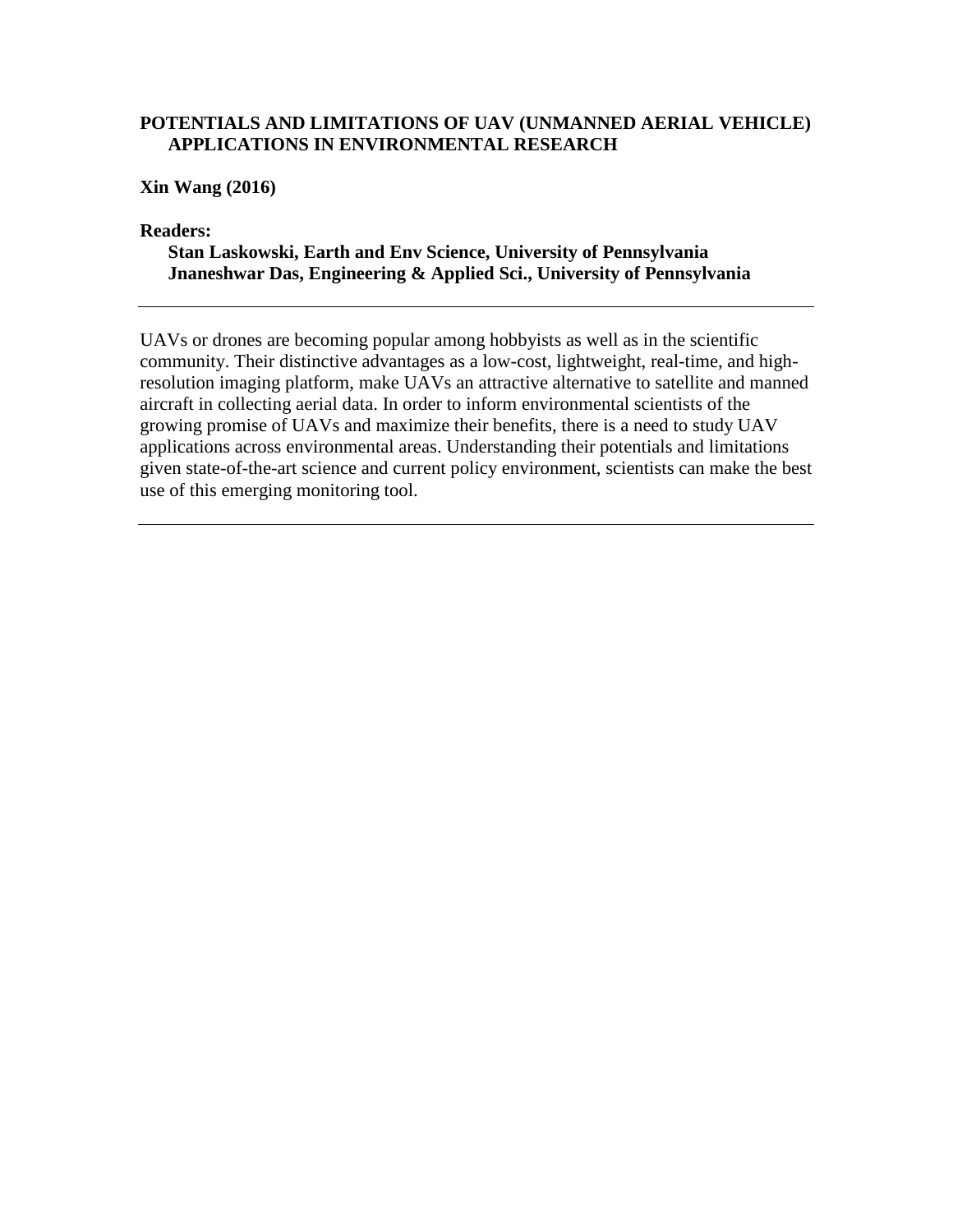**POTENTIALS AND LIMITATIONS OF UAV (UNMANNED AERIAL VEHICLE) APPLICATIONS IN ENVIRONMENTAL RESEARCH**

**Xin Wang (2016)**

**Readers:**

**Stan Laskowski, Earth and Env Science, University of Pennsylvania**
**Jnaneshwar Das, Engineering & Applied Sci., University of Pennsylvania**

---

UAVs or drones are becoming popular among hobbyists as well as in the scientific community. Their distinctive advantages as a low-cost, lightweight, real-time, and high-resolution imaging platform, make UAVs an attractive alternative to satellite and manned aircraft in collecting aerial data. In order to inform environmental scientists of the growing promise of UAVs and maximize their benefits, there is a need to study UAV applications across environmental areas. Understanding their potentials and limitations given state-of-the-art science and current policy environment, scientists can make the best use of this emerging monitoring tool.

---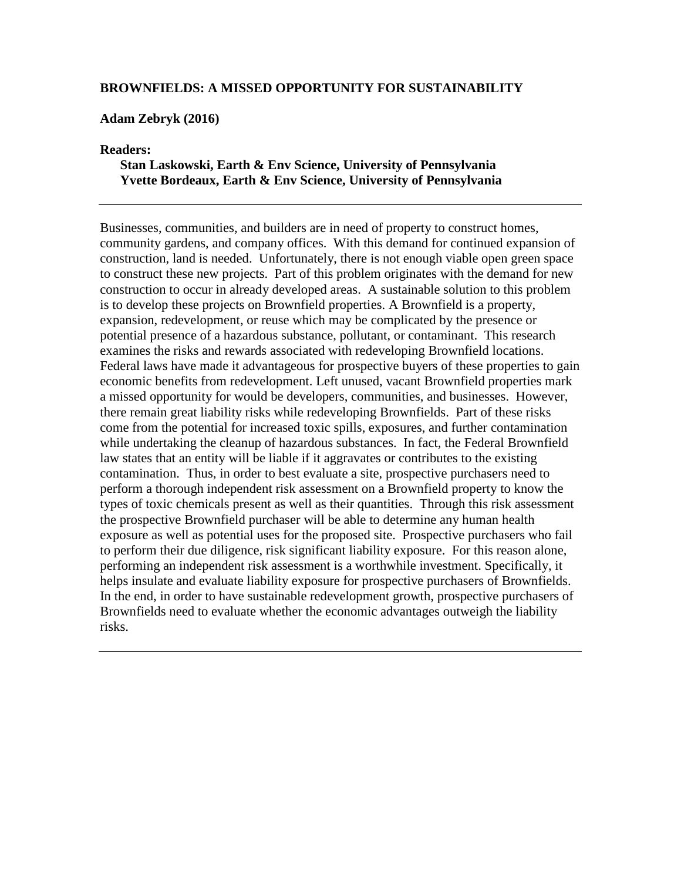**BROWNFIELDS: A MISSED OPPORTUNITY FOR SUSTAINABILITY**

**Adam Zebryk (2016)**

**Readers:**

**Stan Laskowski, Earth & Env Science, University of Pennsylvania**
**Yvette Bordeaux, Earth & Env Science, University of Pennsylvania**

---

Businesses, communities, and builders are in need of property to construct homes, community gardens, and company offices. With this demand for continued expansion of construction, land is needed. Unfortunately, there is not enough viable open green space to construct these new projects. Part of this problem originates with the demand for new construction to occur in already developed areas. A sustainable solution to this problem is to develop these projects on Brownfield properties. A Brownfield is a property, expansion, redevelopment, or reuse which may be complicated by the presence or potential presence of a hazardous substance, pollutant, or contaminant. This research examines the risks and rewards associated with redeveloping Brownfield locations. Federal laws have made it advantageous for prospective buyers of these properties to gain economic benefits from redevelopment. Left unused, vacant Brownfield properties mark a missed opportunity for would be developers, communities, and businesses. However, there remain great liability risks while redeveloping Brownfields. Part of these risks come from the potential for increased toxic spills, exposures, and further contamination while undertaking the cleanup of hazardous substances. In fact, the Federal Brownfield law states that an entity will be liable if it aggravates or contributes to the existing contamination. Thus, in order to best evaluate a site, prospective purchasers need to perform a thorough independent risk assessment on a Brownfield property to know the types of toxic chemicals present as well as their quantities. Through this risk assessment the prospective Brownfield purchaser will be able to determine any human health exposure as well as potential uses for the proposed site. Prospective purchasers who fail to perform their due diligence, risk significant liability exposure. For this reason alone, performing an independent risk assessment is a worthwhile investment. Specifically, it helps insulate and evaluate liability exposure for prospective purchasers of Brownfields. In the end, in order to have sustainable redevelopment growth, prospective purchasers of Brownfields need to evaluate whether the economic advantages outweigh the liability risks.

---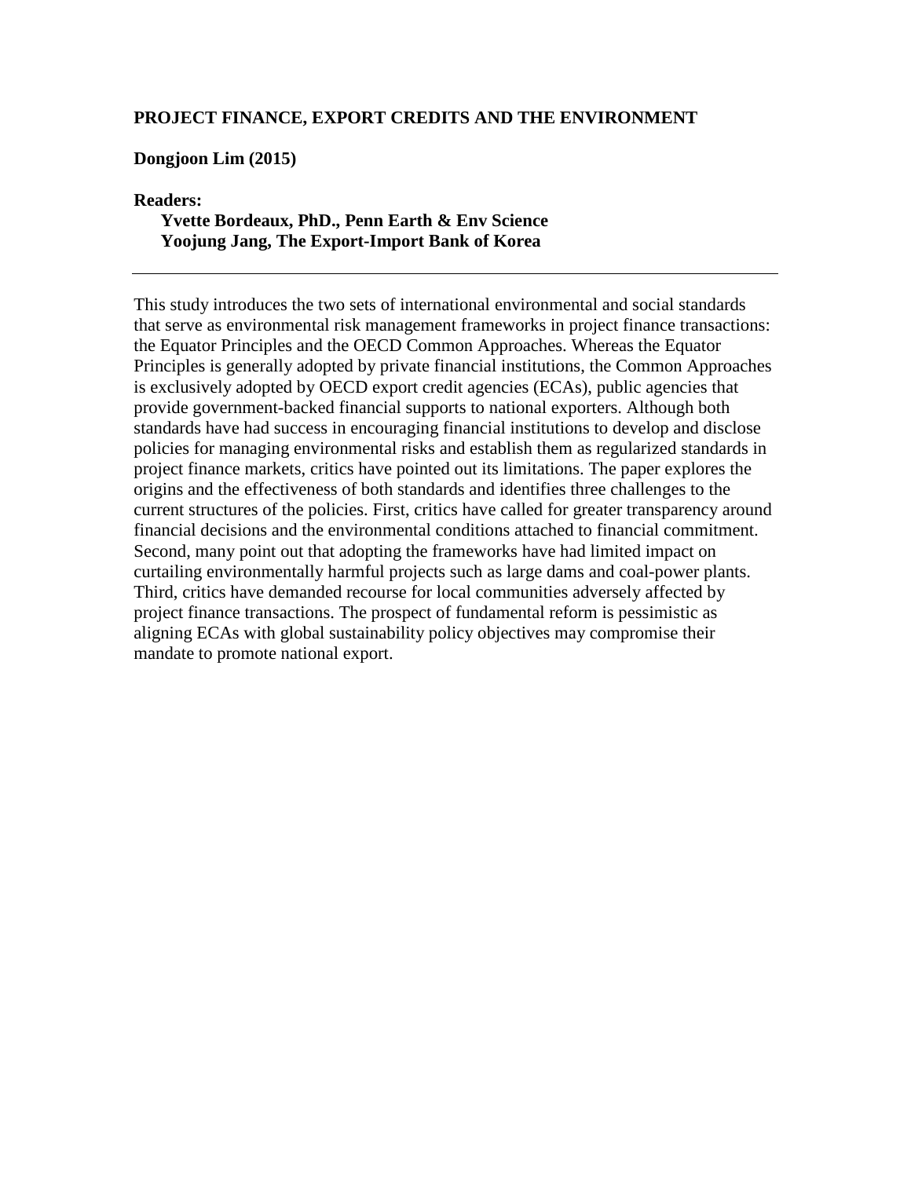**PROJECT FINANCE, EXPORT CREDITS AND THE ENVIRONMENT**

**Dongjoon Lim (2015)**

**Readers:**
**Yvette Bordeaux, PhD., Penn Earth & Env Science**
**Yoojung Jang, The Export-Import Bank of Korea**

---

This study introduces the two sets of international environmental and social standards that serve as environmental risk management frameworks in project finance transactions: the Equator Principles and the OECD Common Approaches. Whereas the Equator Principles is generally adopted by private financial institutions, the Common Approaches is exclusively adopted by OECD export credit agencies (ECAs), public agencies that provide government-backed financial supports to national exporters. Although both standards have had success in encouraging financial institutions to develop and disclose policies for managing environmental risks and establish them as regularized standards in project finance markets, critics have pointed out its limitations. The paper explores the origins and the effectiveness of both standards and identifies three challenges to the current structures of the policies. First, critics have called for greater transparency around financial decisions and the environmental conditions attached to financial commitment. Second, many point out that adopting the frameworks have had limited impact on curtailing environmentally harmful projects such as large dams and coal-power plants. Third, critics have demanded recourse for local communities adversely affected by project finance transactions. The prospect of fundamental reform is pessimistic as aligning ECAs with global sustainability policy objectives may compromise their mandate to promote national export.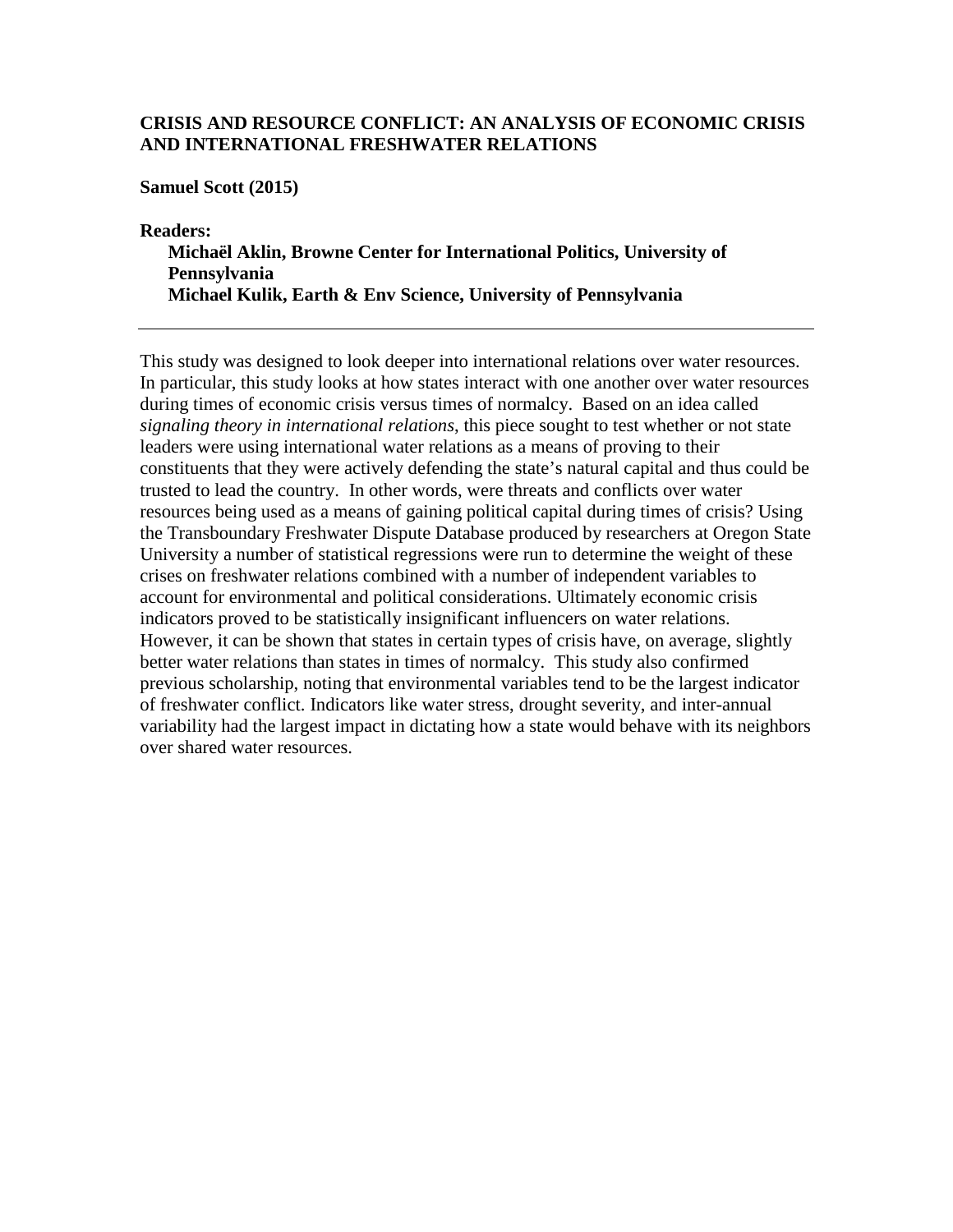**CRISIS AND RESOURCE CONFLICT: AN ANALYSIS OF ECONOMIC CRISIS AND INTERNATIONAL FRESHWATER RELATIONS**

**Samuel Scott (2015)**

**Readers:**

**Michaël Aklin, Browne Center for International Politics, University of Pennsylvania**
**Michael Kulik, Earth & Env Science, University of Pennsylvania**

---

This study was designed to look deeper into international relations over water resources. In particular, this study looks at how states interact with one another over water resources during times of economic crisis versus times of normalcy. Based on an idea called *signaling theory in international relations*, this piece sought to test whether or not state leaders were using international water relations as a means of proving to their constituents that they were actively defending the state's natural capital and thus could be trusted to lead the country. In other words, were threats and conflicts over water resources being used as a means of gaining political capital during times of crisis? Using the Transboundary Freshwater Dispute Database produced by researchers at Oregon State University a number of statistical regressions were run to determine the weight of these crises on freshwater relations combined with a number of independent variables to account for environmental and political considerations. Ultimately economic crisis indicators proved to be statistically insignificant influencers on water relations. However, it can be shown that states in certain types of crisis have, on average, slightly better water relations than states in times of normalcy. This study also confirmed previous scholarship, noting that environmental variables tend to be the largest indicator of freshwater conflict. Indicators like water stress, drought severity, and inter-annual variability had the largest impact in dictating how a state would behave with its neighbors over shared water resources.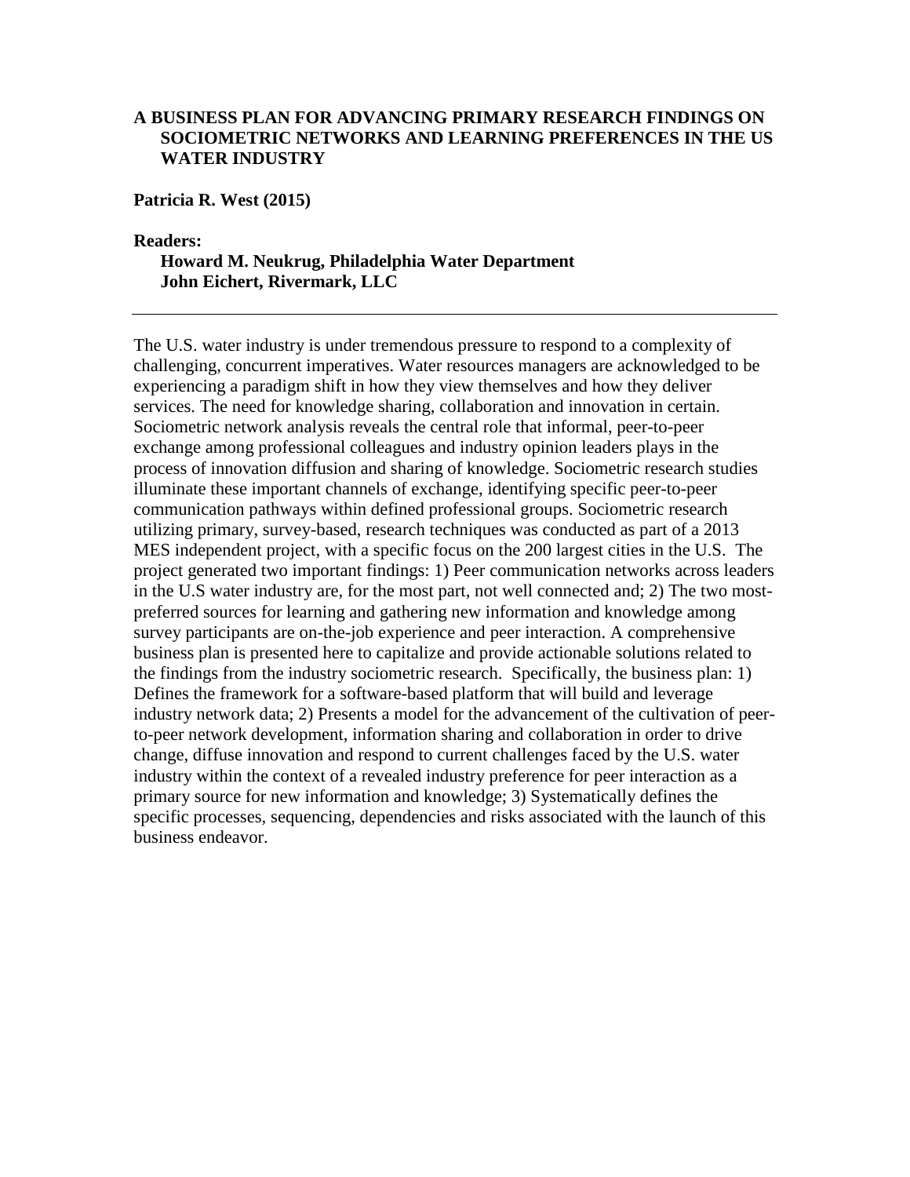**A BUSINESS PLAN FOR ADVANCING PRIMARY RESEARCH FINDINGS ON SOCIOMETRIC NETWORKS AND LEARNING PREFERENCES IN THE US WATER INDUSTRY**

**Patricia R. West (2015)**

**Readers:**
**Howard M. Neukrug, Philadelphia Water Department**
**John Eichert, Rivermark, LLC**

---

The U.S. water industry is under tremendous pressure to respond to a complexity of challenging, concurrent imperatives. Water resources managers are acknowledged to be experiencing a paradigm shift in how they view themselves and how they deliver services. The need for knowledge sharing, collaboration and innovation in certain. Sociometric network analysis reveals the central role that informal, peer-to-peer exchange among professional colleagues and industry opinion leaders plays in the process of innovation diffusion and sharing of knowledge. Sociometric research studies illuminate these important channels of exchange, identifying specific peer-to-peer communication pathways within defined professional groups. Sociometric research utilizing primary, survey-based, research techniques was conducted as part of a 2013 MES independent project, with a specific focus on the 200 largest cities in the U.S. The project generated two important findings: 1) Peer communication networks across leaders in the U.S water industry are, for the most part, not well connected and; 2) The two most-preferred sources for learning and gathering new information and knowledge among survey participants are on-the-job experience and peer interaction. A comprehensive business plan is presented here to capitalize and provide actionable solutions related to the findings from the industry sociometric research. Specifically, the business plan: 1) Defines the framework for a software-based platform that will build and leverage industry network data; 2) Presents a model for the advancement of the cultivation of peer-to-peer network development, information sharing and collaboration in order to drive change, diffuse innovation and respond to current challenges faced by the U.S. water industry within the context of a revealed industry preference for peer interaction as a primary source for new information and knowledge; 3) Systematically defines the specific processes, sequencing, dependencies and risks associated with the launch of this business endeavor.